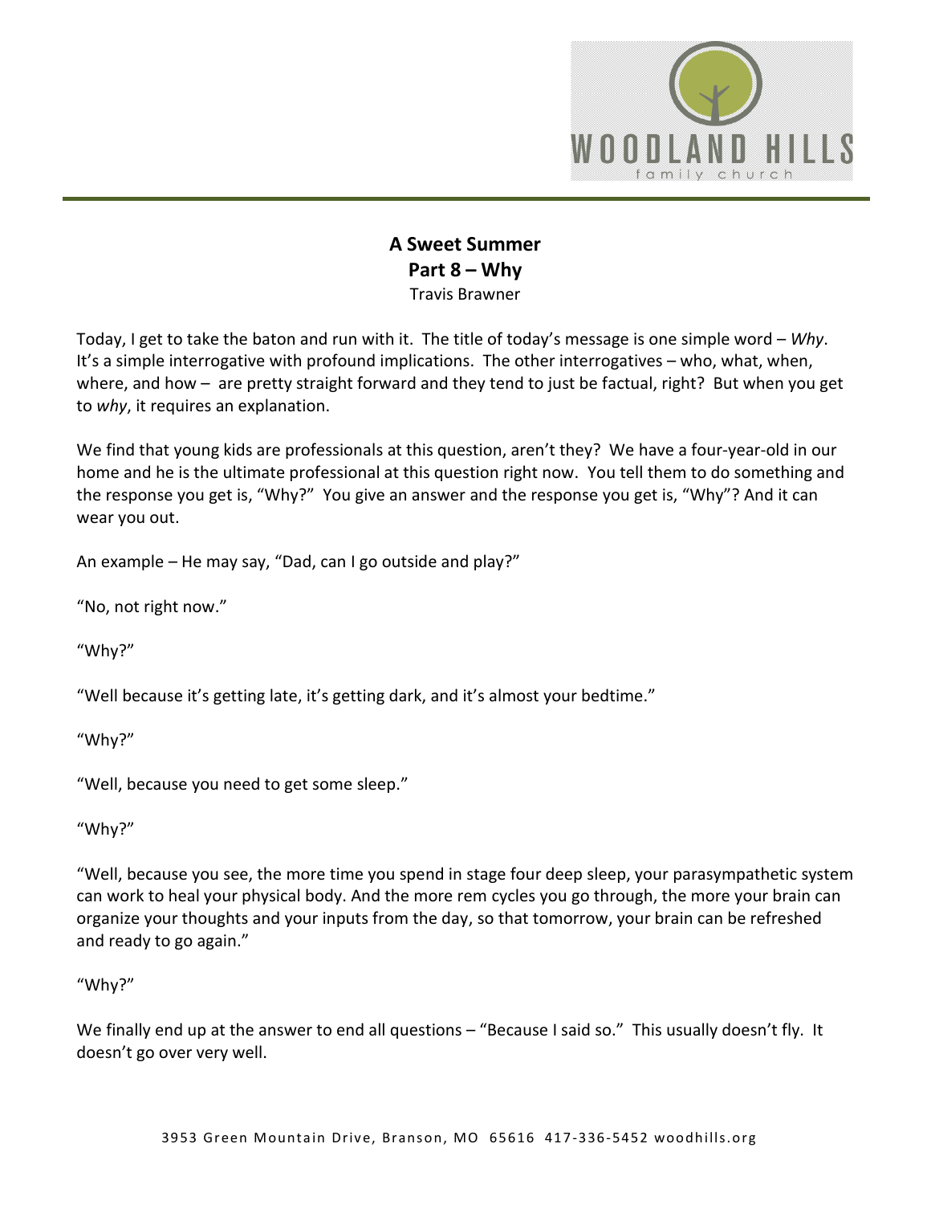# A Sweet Summer
## Part 8 – Why
Travis Brawner

Today, I get to take the baton and run with it. The title of today's message is one simple word – *Why*. It's a simple interrogative with profound implications. The other interrogatives – who, what, when, where, and how – are pretty straight forward and they tend to just be factual, right? But when you get to *why*, it requires an explanation.

We find that young kids are professionals at this question, aren't they? We have a four-year-old in our home and he is the ultimate professional at this question right now. You tell them to do something and the response you get is, "Why?" You give an answer and the response you get is, "Why"? And it can wear you out.

An example – He may say, "Dad, can I go outside and play?"

"No, not right now."

"Why?"

"Well because it's getting late, it's getting dark, and it's almost your bedtime."

"Why?"

"Well, because you need to get some sleep."

"Why?"

"Well, because you see, the more time you spend in stage four deep sleep, your parasympathetic system can work to heal your physical body. And the more rem cycles you go through, the more your brain can organize your thoughts and your inputs from the day, so that tomorrow, your brain can be refreshed and ready to go again."

"Why?"

We finally end up at the answer to end all questions – "Because I said so." This usually doesn't fly. It doesn't go over very well.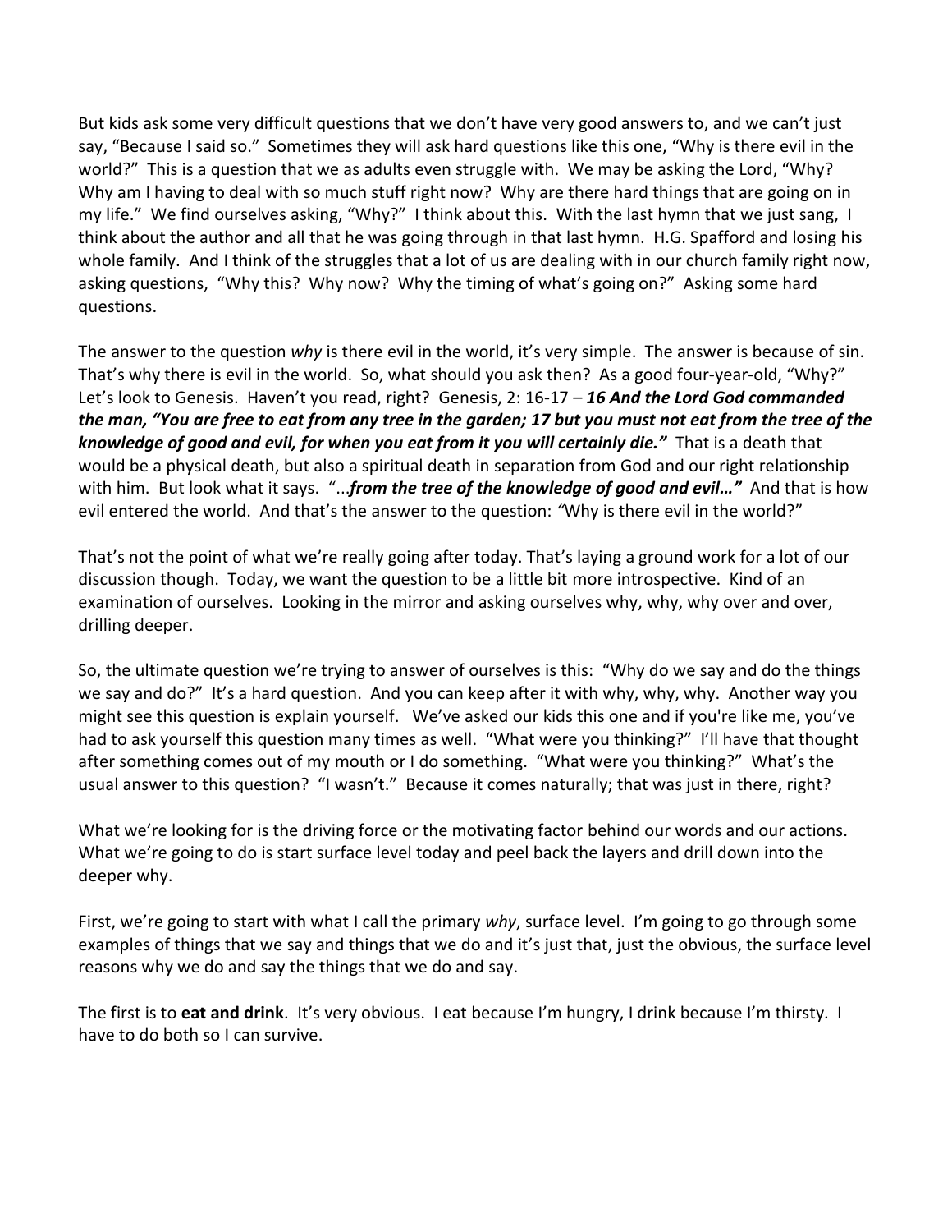But kids ask some very difficult questions that we don't have very good answers to, and we can't just say, "Because I said so." Sometimes they will ask hard questions like this one, "Why is there evil in the world?" This is a question that we as adults even struggle with. We may be asking the Lord, "Why? Why am I having to deal with so much stuff right now? Why are there hard things that are going on in my life." We find ourselves asking, "Why?" I think about this. With the last hymn that we just sang, I think about the author and all that he was going through in that last hymn. H.G. Spafford and losing his whole family. And I think of the struggles that a lot of us are dealing with in our church family right now, asking questions, "Why this? Why now? Why the timing of what's going on?" Asking some hard questions.

The answer to the question *why* is there evil in the world, it's very simple. The answer is because of sin. That's why there is evil in the world. So, what should you ask then? As a good four-year-old, "Why?" Let's look to Genesis. Haven't you read, right? Genesis, 2: 16-17 – ***16 And the Lord God commanded the man, "You are free to eat from any tree in the garden; 17 but you must not eat from the tree of the knowledge of good and evil, for when you eat from it you will certainly die."*** That is a death that would be a physical death, but also a spiritual death in separation from God and our right relationship with him. But look what it says. "...***from the tree of the knowledge of good and evil…"*** And that is how evil entered the world. And that's the answer to the question: *"*Why is there evil in the world?"

That's not the point of what we're really going after today. That's laying a ground work for a lot of our discussion though. Today, we want the question to be a little bit more introspective. Kind of an examination of ourselves. Looking in the mirror and asking ourselves why, why, why over and over, drilling deeper.

So, the ultimate question we're trying to answer of ourselves is this: "Why do we say and do the things we say and do?" It's a hard question. And you can keep after it with why, why, why. Another way you might see this question is explain yourself. We've asked our kids this one and if you're like me, you've had to ask yourself this question many times as well. "What were you thinking?" I'll have that thought after something comes out of my mouth or I do something. "What were you thinking?" What's the usual answer to this question? "I wasn't." Because it comes naturally; that was just in there, right?

What we're looking for is the driving force or the motivating factor behind our words and our actions. What we're going to do is start surface level today and peel back the layers and drill down into the deeper why.

First, we're going to start with what I call the primary *why*, surface level. I'm going to go through some examples of things that we say and things that we do and it's just that, just the obvious, the surface level reasons why we do and say the things that we do and say.

The first is to **eat and drink**. It's very obvious. I eat because I'm hungry, I drink because I'm thirsty. I have to do both so I can survive.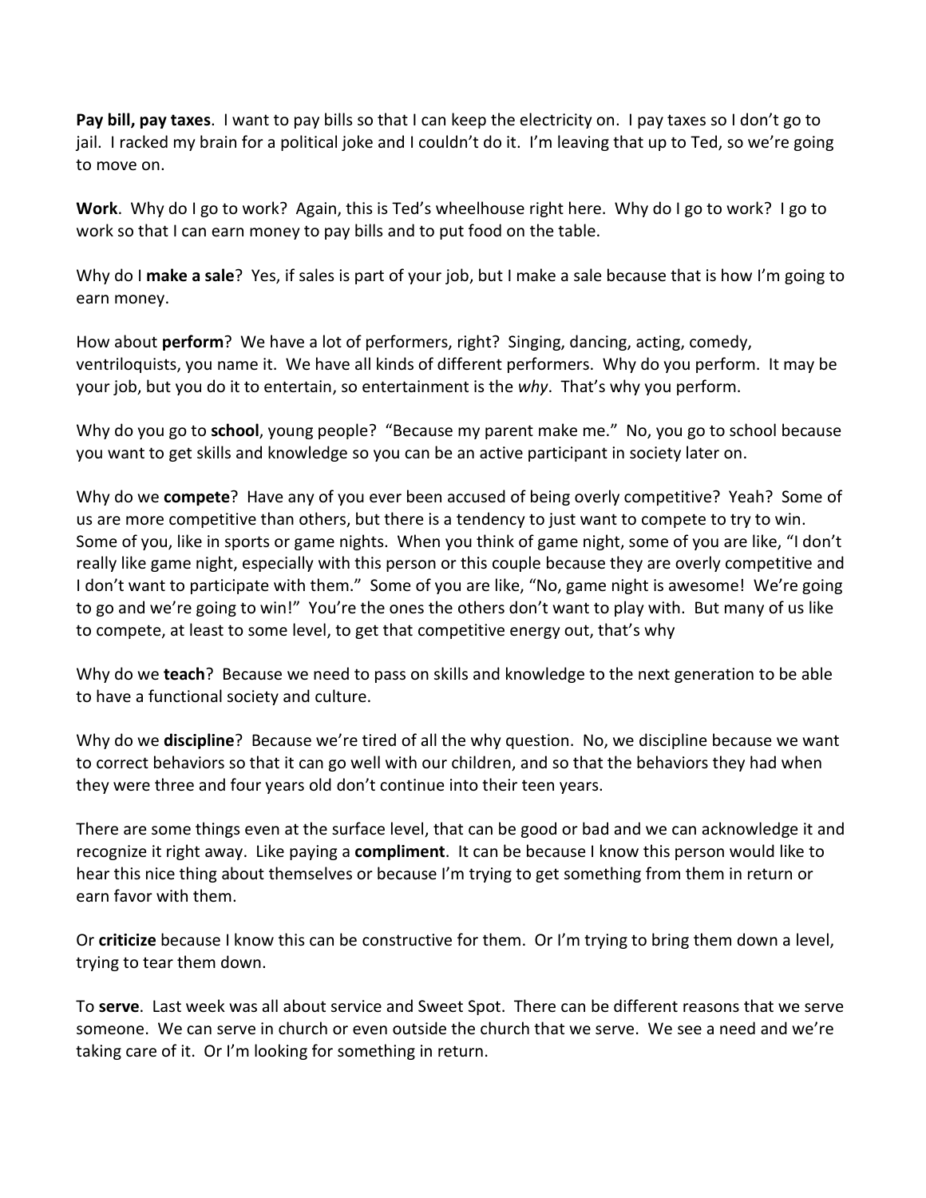**Pay bill, pay taxes**. I want to pay bills so that I can keep the electricity on. I pay taxes so I don't go to jail. I racked my brain for a political joke and I couldn't do it. I'm leaving that up to Ted, so we're going to move on.

**Work**. Why do I go to work? Again, this is Ted's wheelhouse right here. Why do I go to work? I go to work so that I can earn money to pay bills and to put food on the table.

Why do I **make a sale**? Yes, if sales is part of your job, but I make a sale because that is how I'm going to earn money.

How about **perform**? We have a lot of performers, right? Singing, dancing, acting, comedy, ventriloquists, you name it. We have all kinds of different performers. Why do you perform. It may be your job, but you do it to entertain, so entertainment is the *why*. That's why you perform.

Why do you go to **school**, young people? "Because my parent make me." No, you go to school because you want to get skills and knowledge so you can be an active participant in society later on.

Why do we **compete**? Have any of you ever been accused of being overly competitive? Yeah? Some of us are more competitive than others, but there is a tendency to just want to compete to try to win. Some of you, like in sports or game nights. When you think of game night, some of you are like, "I don't really like game night, especially with this person or this couple because they are overly competitive and I don't want to participate with them." Some of you are like, "No, game night is awesome! We're going to go and we're going to win!" You're the ones the others don't want to play with. But many of us like to compete, at least to some level, to get that competitive energy out, that's why

Why do we **teach**? Because we need to pass on skills and knowledge to the next generation to be able to have a functional society and culture.

Why do we **discipline**? Because we're tired of all the why question. No, we discipline because we want to correct behaviors so that it can go well with our children, and so that the behaviors they had when they were three and four years old don't continue into their teen years.

There are some things even at the surface level, that can be good or bad and we can acknowledge it and recognize it right away. Like paying a **compliment**. It can be because I know this person would like to hear this nice thing about themselves or because I'm trying to get something from them in return or earn favor with them.

Or **criticize** because I know this can be constructive for them. Or I'm trying to bring them down a level, trying to tear them down.

To **serve**. Last week was all about service and Sweet Spot. There can be different reasons that we serve someone. We can serve in church or even outside the church that we serve. We see a need and we're taking care of it. Or I'm looking for something in return.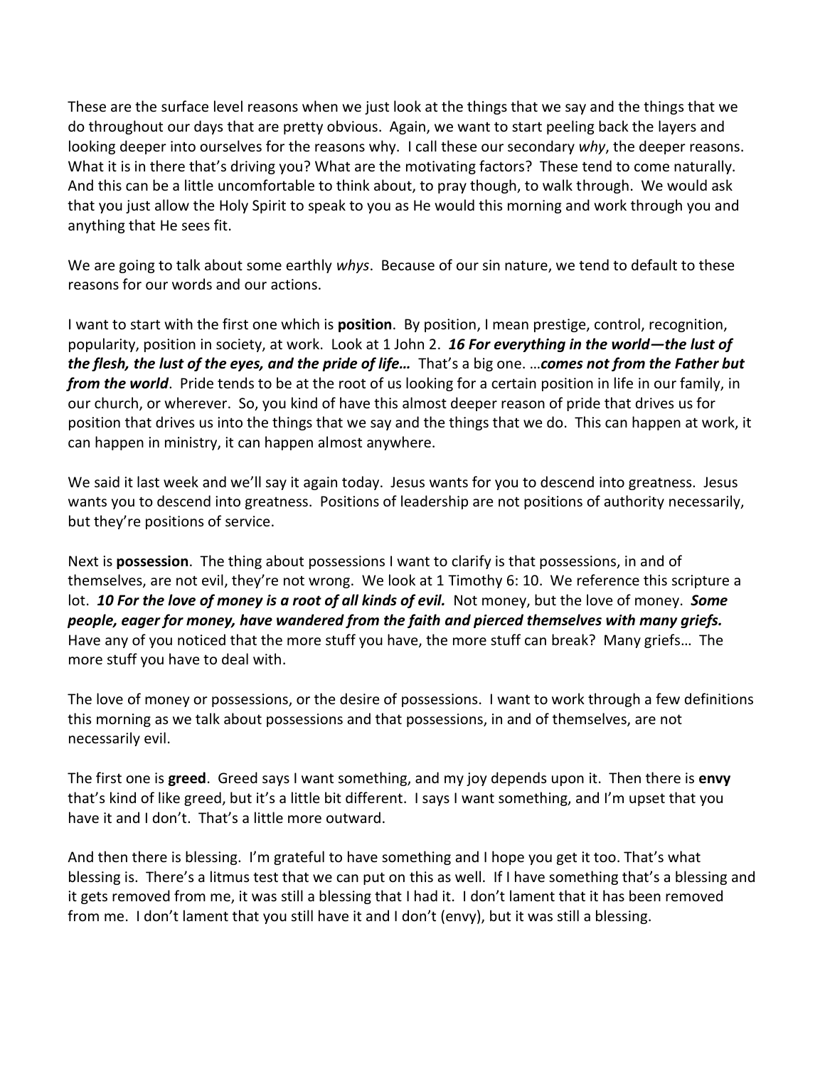These are the surface level reasons when we just look at the things that we say and the things that we do throughout our days that are pretty obvious. Again, we want to start peeling back the layers and looking deeper into ourselves for the reasons why. I call these our secondary *why*, the deeper reasons. What it is in there that's driving you? What are the motivating factors? These tend to come naturally. And this can be a little uncomfortable to think about, to pray though, to walk through. We would ask that you just allow the Holy Spirit to speak to you as He would this morning and work through you and anything that He sees fit.

We are going to talk about some earthly *whys*. Because of our sin nature, we tend to default to these reasons for our words and our actions.

I want to start with the first one which is **position**. By position, I mean prestige, control, recognition, popularity, position in society, at work. Look at 1 John 2. ***16 For everything in the world—the lust of the flesh, the lust of the eyes, and the pride of life…*** That's a big one. …***comes not from the Father but from the world***. Pride tends to be at the root of us looking for a certain position in life in our family, in our church, or wherever. So, you kind of have this almost deeper reason of pride that drives us for position that drives us into the things that we say and the things that we do. This can happen at work, it can happen in ministry, it can happen almost anywhere.

We said it last week and we'll say it again today. Jesus wants for you to descend into greatness. Jesus wants you to descend into greatness. Positions of leadership are not positions of authority necessarily, but they're positions of service.

Next is **possession**. The thing about possessions I want to clarify is that possessions, in and of themselves, are not evil, they're not wrong. We look at 1 Timothy 6: 10. We reference this scripture a lot. ***10 For the love of money is a root of all kinds of evil.*** Not money, but the love of money. ***Some people, eager for money, have wandered from the faith and pierced themselves with many griefs.*** Have any of you noticed that the more stuff you have, the more stuff can break? Many griefs… The more stuff you have to deal with.

The love of money or possessions, or the desire of possessions. I want to work through a few definitions this morning as we talk about possessions and that possessions, in and of themselves, are not necessarily evil.

The first one is **greed**. Greed says I want something, and my joy depends upon it. Then there is **envy** that's kind of like greed, but it's a little bit different. I says I want something, and I'm upset that you have it and I don't. That's a little more outward.

And then there is blessing. I'm grateful to have something and I hope you get it too. That's what blessing is. There's a litmus test that we can put on this as well. If I have something that's a blessing and it gets removed from me, it was still a blessing that I had it. I don't lament that it has been removed from me. I don't lament that you still have it and I don't (envy), but it was still a blessing.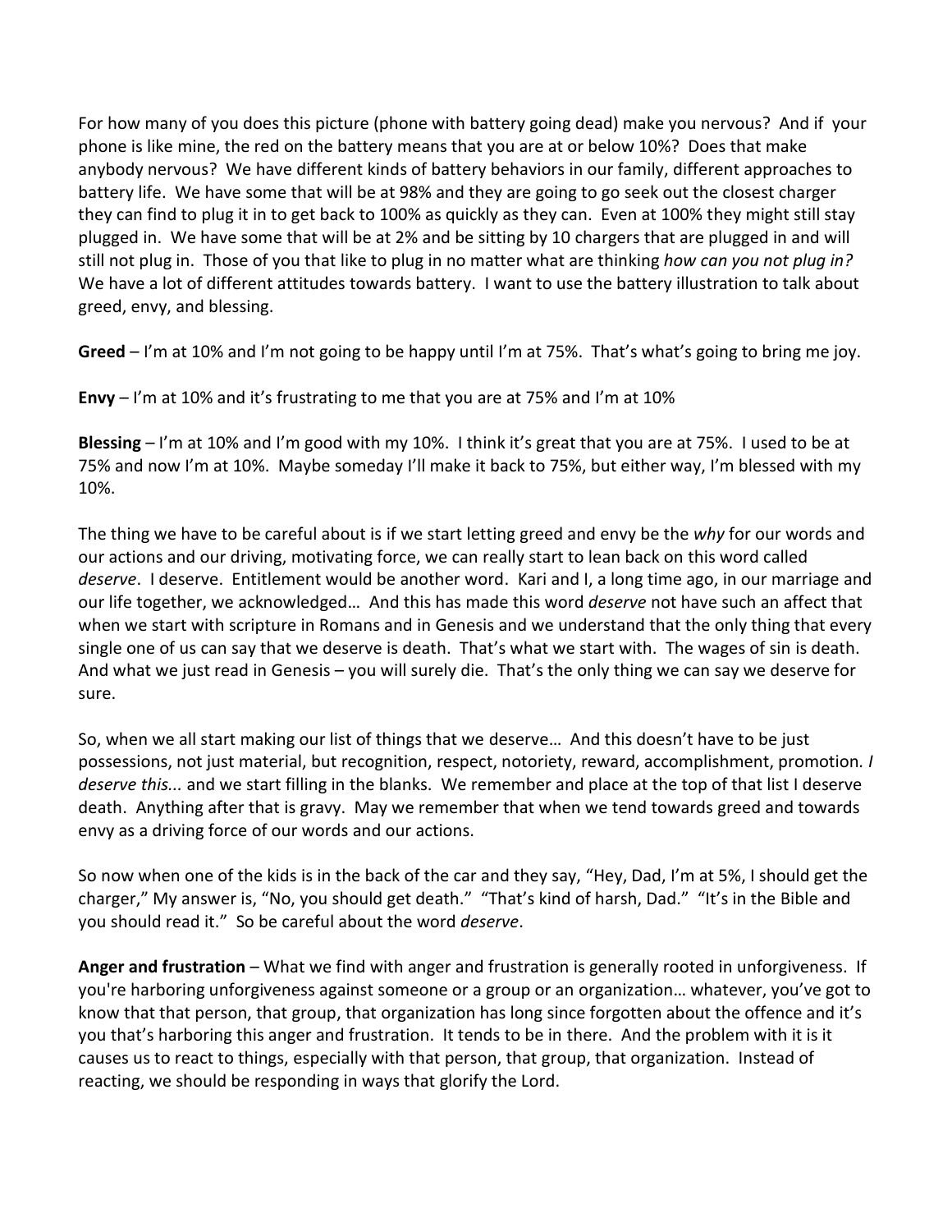For how many of you does this picture (phone with battery going dead) make you nervous? And if your phone is like mine, the red on the battery means that you are at or below 10%? Does that make anybody nervous? We have different kinds of battery behaviors in our family, different approaches to battery life. We have some that will be at 98% and they are going to go seek out the closest charger they can find to plug it in to get back to 100% as quickly as they can. Even at 100% they might still stay plugged in. We have some that will be at 2% and be sitting by 10 chargers that are plugged in and will still not plug in. Those of you that like to plug in no matter what are thinking *how can you not plug in?* We have a lot of different attitudes towards battery. I want to use the battery illustration to talk about greed, envy, and blessing.

**Greed** – I'm at 10% and I'm not going to be happy until I'm at 75%. That's what's going to bring me joy.

**Envy** – I'm at 10% and it's frustrating to me that you are at 75% and I'm at 10%

**Blessing** – I'm at 10% and I'm good with my 10%. I think it's great that you are at 75%. I used to be at 75% and now I'm at 10%. Maybe someday I'll make it back to 75%, but either way, I'm blessed with my 10%.

The thing we have to be careful about is if we start letting greed and envy be the *why* for our words and our actions and our driving, motivating force, we can really start to lean back on this word called *deserve*. I deserve. Entitlement would be another word. Kari and I, a long time ago, in our marriage and our life together, we acknowledged… And this has made this word *deserve* not have such an affect that when we start with scripture in Romans and in Genesis and we understand that the only thing that every single one of us can say that we deserve is death. That's what we start with. The wages of sin is death. And what we just read in Genesis – you will surely die. That's the only thing we can say we deserve for sure.

So, when we all start making our list of things that we deserve… And this doesn't have to be just possessions, not just material, but recognition, respect, notoriety, reward, accomplishment, promotion. *I deserve this...* and we start filling in the blanks. We remember and place at the top of that list I deserve death. Anything after that is gravy. May we remember that when we tend towards greed and towards envy as a driving force of our words and our actions.

So now when one of the kids is in the back of the car and they say, "Hey, Dad, I'm at 5%, I should get the charger," My answer is, "No, you should get death." "That's kind of harsh, Dad." "It's in the Bible and you should read it." So be careful about the word *deserve*.

**Anger and frustration** – What we find with anger and frustration is generally rooted in unforgiveness. If you're harboring unforgiveness against someone or a group or an organization… whatever, you've got to know that that person, that group, that organization has long since forgotten about the offence and it's you that's harboring this anger and frustration. It tends to be in there. And the problem with it is it causes us to react to things, especially with that person, that group, that organization. Instead of reacting, we should be responding in ways that glorify the Lord.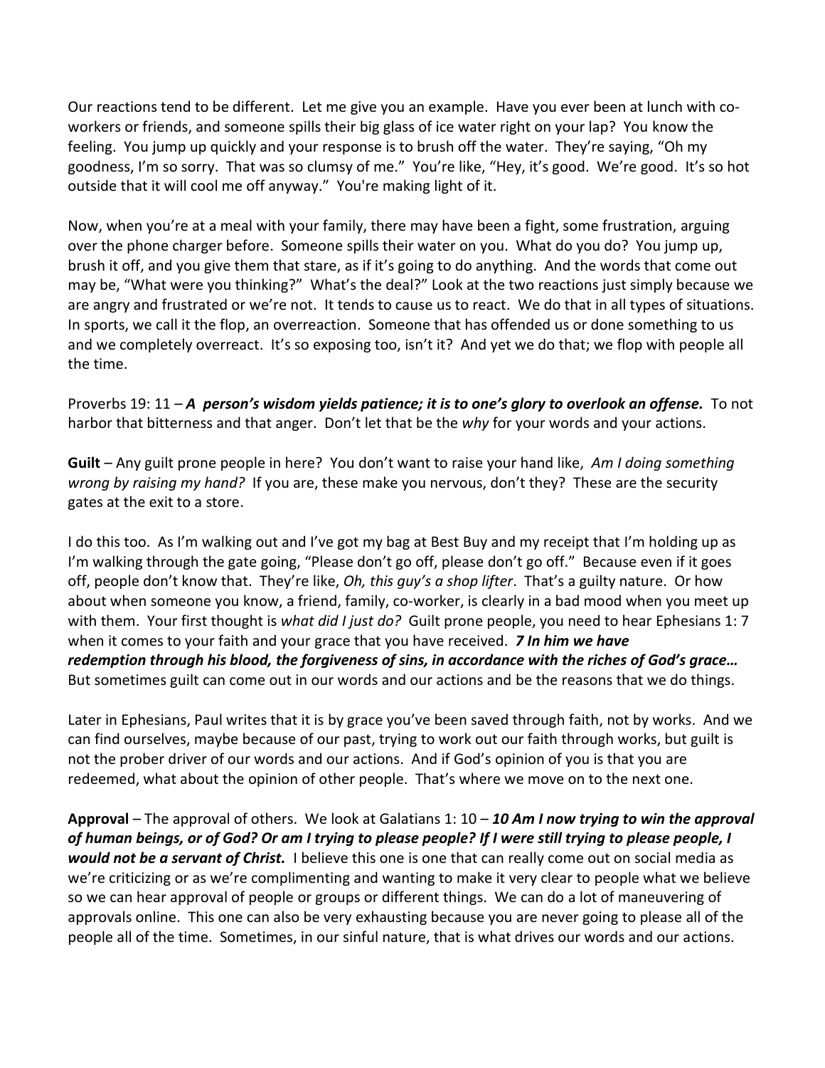Our reactions tend to be different. Let me give you an example. Have you ever been at lunch with co-workers or friends, and someone spills their big glass of ice water right on your lap? You know the feeling. You jump up quickly and your response is to brush off the water. They're saying, "Oh my goodness, I'm so sorry. That was so clumsy of me." You're like, "Hey, it's good. We're good. It's so hot outside that it will cool me off anyway." You're making light of it.

Now, when you're at a meal with your family, there may have been a fight, some frustration, arguing over the phone charger before. Someone spills their water on you. What do you do? You jump up, brush it off, and you give them that stare, as if it's going to do anything. And the words that come out may be, "What were you thinking?" What's the deal?" Look at the two reactions just simply because we are angry and frustrated or we're not. It tends to cause us to react. We do that in all types of situations. In sports, we call it the flop, an overreaction. Someone that has offended us or done something to us and we completely overreact. It's so exposing too, isn't it? And yet we do that; we flop with people all the time.

Proverbs 19: 11 – ***A person's wisdom yields patience; it is to one's glory to overlook an offense.*** To not harbor that bitterness and that anger. Don't let that be the *why* for your words and your actions.

**Guilt** – Any guilt prone people in here? You don't want to raise your hand like, *Am I doing something wrong by raising my hand?* If you are, these make you nervous, don't they? These are the security gates at the exit to a store.

I do this too. As I'm walking out and I've got my bag at Best Buy and my receipt that I'm holding up as I'm walking through the gate going, "Please don't go off, please don't go off." Because even if it goes off, people don't know that. They're like, *Oh, this guy's a shop lifter*. That's a guilty nature. Or how about when someone you know, a friend, family, co-worker, is clearly in a bad mood when you meet up with them. Your first thought is *what did I just do?* Guilt prone people, you need to hear Ephesians 1: 7 when it comes to your faith and your grace that you have received. ***7 In him we have redemption through his blood, the forgiveness of sins, in accordance with the riches of God's grace…*** But sometimes guilt can come out in our words and our actions and be the reasons that we do things.

Later in Ephesians, Paul writes that it is by grace you've been saved through faith, not by works. And we can find ourselves, maybe because of our past, trying to work out our faith through works, but guilt is not the prober driver of our words and our actions. And if God's opinion of you is that you are redeemed, what about the opinion of other people. That's where we move on to the next one.

**Approval** – The approval of others. We look at Galatians 1: 10 – ***10 Am I now trying to win the approval of human beings, or of God? Or am I trying to please people? If I were still trying to please people, I would not be a servant of Christ.*** I believe this one is one that can really come out on social media as we're criticizing or as we're complimenting and wanting to make it very clear to people what we believe so we can hear approval of people or groups or different things. We can do a lot of maneuvering of approvals online. This one can also be very exhausting because you are never going to please all of the people all of the time. Sometimes, in our sinful nature, that is what drives our words and our actions.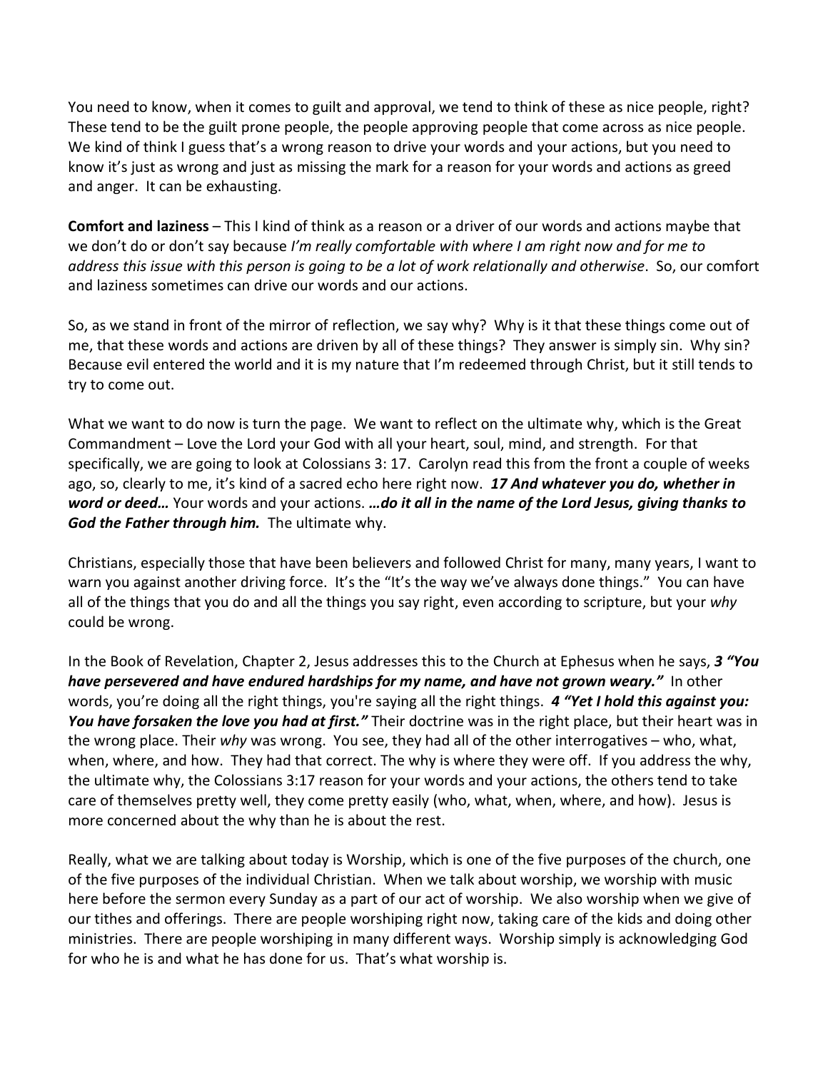You need to know, when it comes to guilt and approval, we tend to think of these as nice people, right? These tend to be the guilt prone people, the people approving people that come across as nice people. We kind of think I guess that's a wrong reason to drive your words and your actions, but you need to know it's just as wrong and just as missing the mark for a reason for your words and actions as greed and anger. It can be exhausting.

**Comfort and laziness** – This I kind of think as a reason or a driver of our words and actions maybe that we don't do or don't say because *I'm really comfortable with where I am right now and for me to address this issue with this person is going to be a lot of work relationally and otherwise*. So, our comfort and laziness sometimes can drive our words and our actions.

So, as we stand in front of the mirror of reflection, we say why? Why is it that these things come out of me, that these words and actions are driven by all of these things? They answer is simply sin. Why sin? Because evil entered the world and it is my nature that I'm redeemed through Christ, but it still tends to try to come out.

What we want to do now is turn the page. We want to reflect on the ultimate why, which is the Great Commandment – Love the Lord your God with all your heart, soul, mind, and strength. For that specifically, we are going to look at Colossians 3: 17. Carolyn read this from the front a couple of weeks ago, so, clearly to me, it's kind of a sacred echo here right now. ***17 And whatever you do, whether in word or deed…*** Your words and your actions. ***…do it all in the name of the Lord Jesus, giving thanks to God the Father through him.*** The ultimate why.

Christians, especially those that have been believers and followed Christ for many, many years, I want to warn you against another driving force. It's the "It's the way we've always done things." You can have all of the things that you do and all the things you say right, even according to scripture, but your *why* could be wrong.

In the Book of Revelation, Chapter 2, Jesus addresses this to the Church at Ephesus when he says, ***3 "You have persevered and have endured hardships for my name, and have not grown weary."*** In other words, you're doing all the right things, you're saying all the right things. ***4 "Yet I hold this against you: You have forsaken the love you had at first."*** Their doctrine was in the right place, but their heart was in the wrong place. Their *why* was wrong. You see, they had all of the other interrogatives – who, what, when, where, and how. They had that correct. The why is where they were off. If you address the why, the ultimate why, the Colossians 3:17 reason for your words and your actions, the others tend to take care of themselves pretty well, they come pretty easily (who, what, when, where, and how). Jesus is more concerned about the why than he is about the rest.

Really, what we are talking about today is Worship, which is one of the five purposes of the church, one of the five purposes of the individual Christian. When we talk about worship, we worship with music here before the sermon every Sunday as a part of our act of worship. We also worship when we give of our tithes and offerings. There are people worshiping right now, taking care of the kids and doing other ministries. There are people worshiping in many different ways. Worship simply is acknowledging God for who he is and what he has done for us. That's what worship is.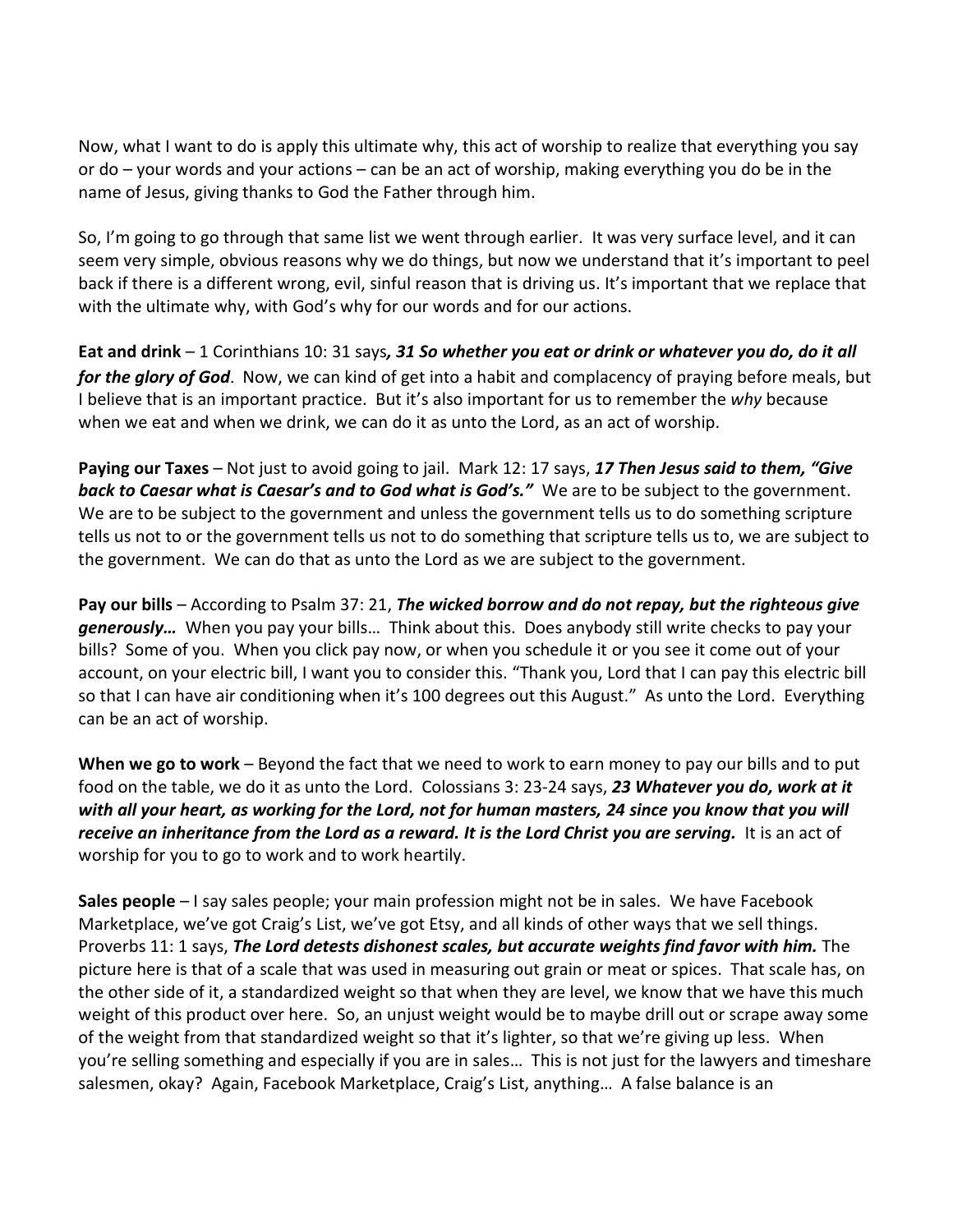Now, what I want to do is apply this ultimate why, this act of worship to realize that everything you say or do – your words and your actions – can be an act of worship, making everything you do be in the name of Jesus, giving thanks to God the Father through him.

So, I'm going to go through that same list we went through earlier. It was very surface level, and it can seem very simple, obvious reasons why we do things, but now we understand that it's important to peel back if there is a different wrong, evil, sinful reason that is driving us. It's important that we replace that with the ultimate why, with God's why for our words and for our actions.

**Eat and drink** – 1 Corinthians 10: 31 says***, 31 So whether you eat or drink or whatever you do, do it all for the glory of God***. Now, we can kind of get into a habit and complacency of praying before meals, but I believe that is an important practice. But it's also important for us to remember the *why* because when we eat and when we drink, we can do it as unto the Lord, as an act of worship.

**Paying our Taxes** – Not just to avoid going to jail. Mark 12: 17 says, ***17 Then Jesus said to them, "Give back to Caesar what is Caesar's and to God what is God's."*** We are to be subject to the government. We are to be subject to the government and unless the government tells us to do something scripture tells us not to or the government tells us not to do something that scripture tells us to, we are subject to the government. We can do that as unto the Lord as we are subject to the government.

**Pay our bills** – According to Psalm 37: 21, ***The wicked borrow and do not repay, but the righteous give generously…*** When you pay your bills… Think about this. Does anybody still write checks to pay your bills? Some of you. When you click pay now, or when you schedule it or you see it come out of your account, on your electric bill, I want you to consider this. "Thank you, Lord that I can pay this electric bill so that I can have air conditioning when it's 100 degrees out this August." As unto the Lord. Everything can be an act of worship.

**When we go to work** – Beyond the fact that we need to work to earn money to pay our bills and to put food on the table, we do it as unto the Lord. Colossians 3: 23-24 says, ***23 Whatever you do, work at it with all your heart, as working for the Lord, not for human masters, 24 since you know that you will receive an inheritance from the Lord as a reward. It is the Lord Christ you are serving.*** It is an act of worship for you to go to work and to work heartily.

**Sales people** – I say sales people; your main profession might not be in sales. We have Facebook Marketplace, we've got Craig's List, we've got Etsy, and all kinds of other ways that we sell things. Proverbs 11: 1 says, ***The Lord detests dishonest scales, but accurate weights find favor with him.*** The picture here is that of a scale that was used in measuring out grain or meat or spices. That scale has, on the other side of it, a standardized weight so that when they are level, we know that we have this much weight of this product over here. So, an unjust weight would be to maybe drill out or scrape away some of the weight from that standardized weight so that it's lighter, so that we're giving up less. When you're selling something and especially if you are in sales… This is not just for the lawyers and timeshare salesmen, okay? Again, Facebook Marketplace, Craig's List, anything… A false balance is an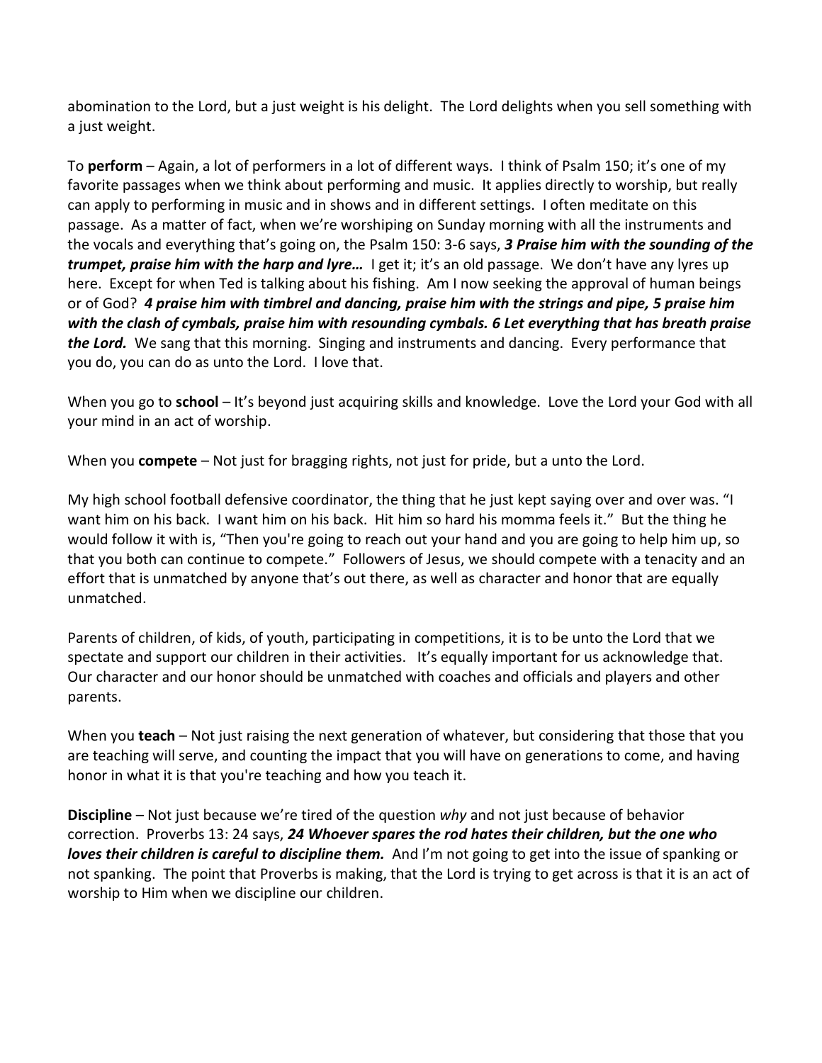abomination to the Lord, but a just weight is his delight. The Lord delights when you sell something with a just weight.

To **perform** – Again, a lot of performers in a lot of different ways. I think of Psalm 150; it's one of my favorite passages when we think about performing and music. It applies directly to worship, but really can apply to performing in music and in shows and in different settings. I often meditate on this passage. As a matter of fact, when we're worshiping on Sunday morning with all the instruments and the vocals and everything that's going on, the Psalm 150: 3-6 says, ***3 Praise him with the sounding of the trumpet, praise him with the harp and lyre…*** I get it; it's an old passage. We don't have any lyres up here. Except for when Ted is talking about his fishing. Am I now seeking the approval of human beings or of God? ***4 praise him with timbrel and dancing, praise him with the strings and pipe, 5 praise him with the clash of cymbals, praise him with resounding cymbals. 6 Let everything that has breath praise the Lord.*** We sang that this morning. Singing and instruments and dancing. Every performance that you do, you can do as unto the Lord. I love that.

When you go to **school** – It's beyond just acquiring skills and knowledge. Love the Lord your God with all your mind in an act of worship.

When you **compete** – Not just for bragging rights, not just for pride, but a unto the Lord.

My high school football defensive coordinator, the thing that he just kept saying over and over was. "I want him on his back. I want him on his back. Hit him so hard his momma feels it." But the thing he would follow it with is, "Then you're going to reach out your hand and you are going to help him up, so that you both can continue to compete." Followers of Jesus, we should compete with a tenacity and an effort that is unmatched by anyone that's out there, as well as character and honor that are equally unmatched.

Parents of children, of kids, of youth, participating in competitions, it is to be unto the Lord that we spectate and support our children in their activities. It's equally important for us acknowledge that. Our character and our honor should be unmatched with coaches and officials and players and other parents.

When you **teach** – Not just raising the next generation of whatever, but considering that those that you are teaching will serve, and counting the impact that you will have on generations to come, and having honor in what it is that you're teaching and how you teach it.

**Discipline** – Not just because we're tired of the question *why* and not just because of behavior correction. Proverbs 13: 24 says, ***24 Whoever spares the rod hates their children, but the one who loves their children is careful to discipline them.*** And I'm not going to get into the issue of spanking or not spanking. The point that Proverbs is making, that the Lord is trying to get across is that it is an act of worship to Him when we discipline our children.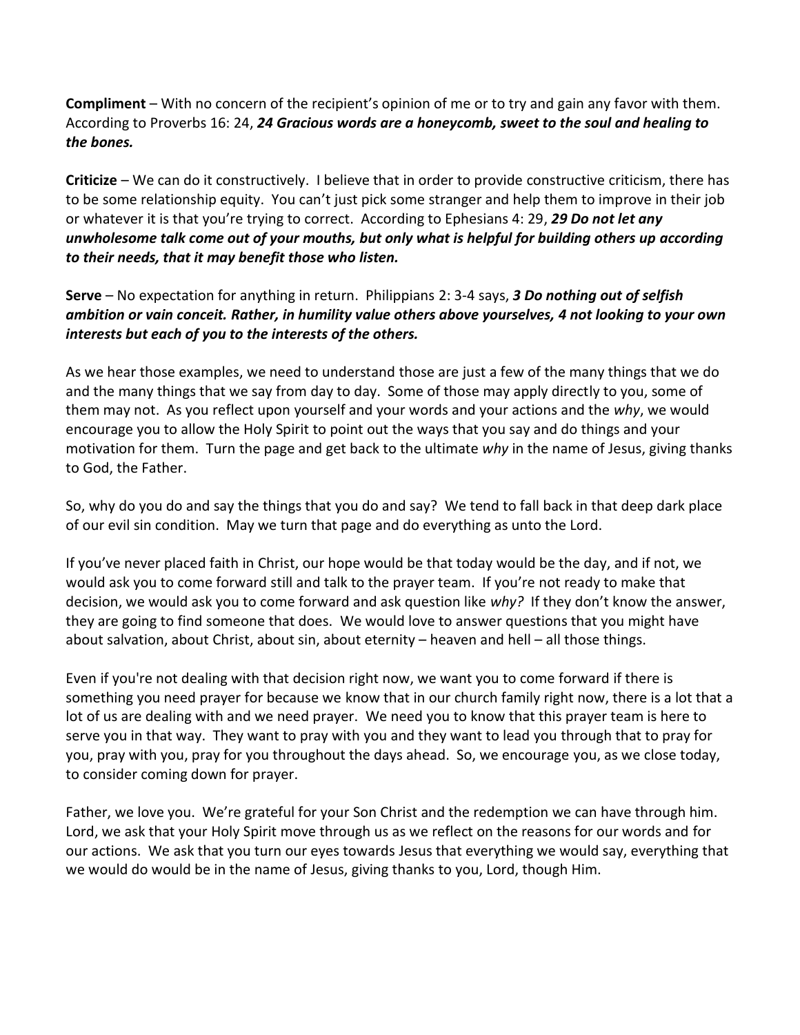**Compliment** – With no concern of the recipient's opinion of me or to try and gain any favor with them. According to Proverbs 16: 24, ***24 Gracious words are a honeycomb, sweet to the soul and healing to the bones.***

**Criticize** – We can do it constructively. I believe that in order to provide constructive criticism, there has to be some relationship equity. You can't just pick some stranger and help them to improve in their job or whatever it is that you're trying to correct. According to Ephesians 4: 29, ***29 Do not let any unwholesome talk come out of your mouths, but only what is helpful for building others up according to their needs, that it may benefit those who listen.***

**Serve** – No expectation for anything in return. Philippians 2: 3-4 says, ***3 Do nothing out of selfish ambition or vain conceit. Rather, in humility value others above yourselves, 4 not looking to your own interests but each of you to the interests of the others.***

As we hear those examples, we need to understand those are just a few of the many things that we do and the many things that we say from day to day. Some of those may apply directly to you, some of them may not. As you reflect upon yourself and your words and your actions and the *why*, we would encourage you to allow the Holy Spirit to point out the ways that you say and do things and your motivation for them. Turn the page and get back to the ultimate *why* in the name of Jesus, giving thanks to God, the Father.

So, why do you do and say the things that you do and say? We tend to fall back in that deep dark place of our evil sin condition. May we turn that page and do everything as unto the Lord.

If you've never placed faith in Christ, our hope would be that today would be the day, and if not, we would ask you to come forward still and talk to the prayer team. If you're not ready to make that decision, we would ask you to come forward and ask question like *why?* If they don't know the answer, they are going to find someone that does. We would love to answer questions that you might have about salvation, about Christ, about sin, about eternity – heaven and hell – all those things.

Even if you're not dealing with that decision right now, we want you to come forward if there is something you need prayer for because we know that in our church family right now, there is a lot that a lot of us are dealing with and we need prayer. We need you to know that this prayer team is here to serve you in that way. They want to pray with you and they want to lead you through that to pray for you, pray with you, pray for you throughout the days ahead. So, we encourage you, as we close today, to consider coming down for prayer.

Father, we love you. We're grateful for your Son Christ and the redemption we can have through him. Lord, we ask that your Holy Spirit move through us as we reflect on the reasons for our words and for our actions. We ask that you turn our eyes towards Jesus that everything we would say, everything that we would do would be in the name of Jesus, giving thanks to you, Lord, though Him.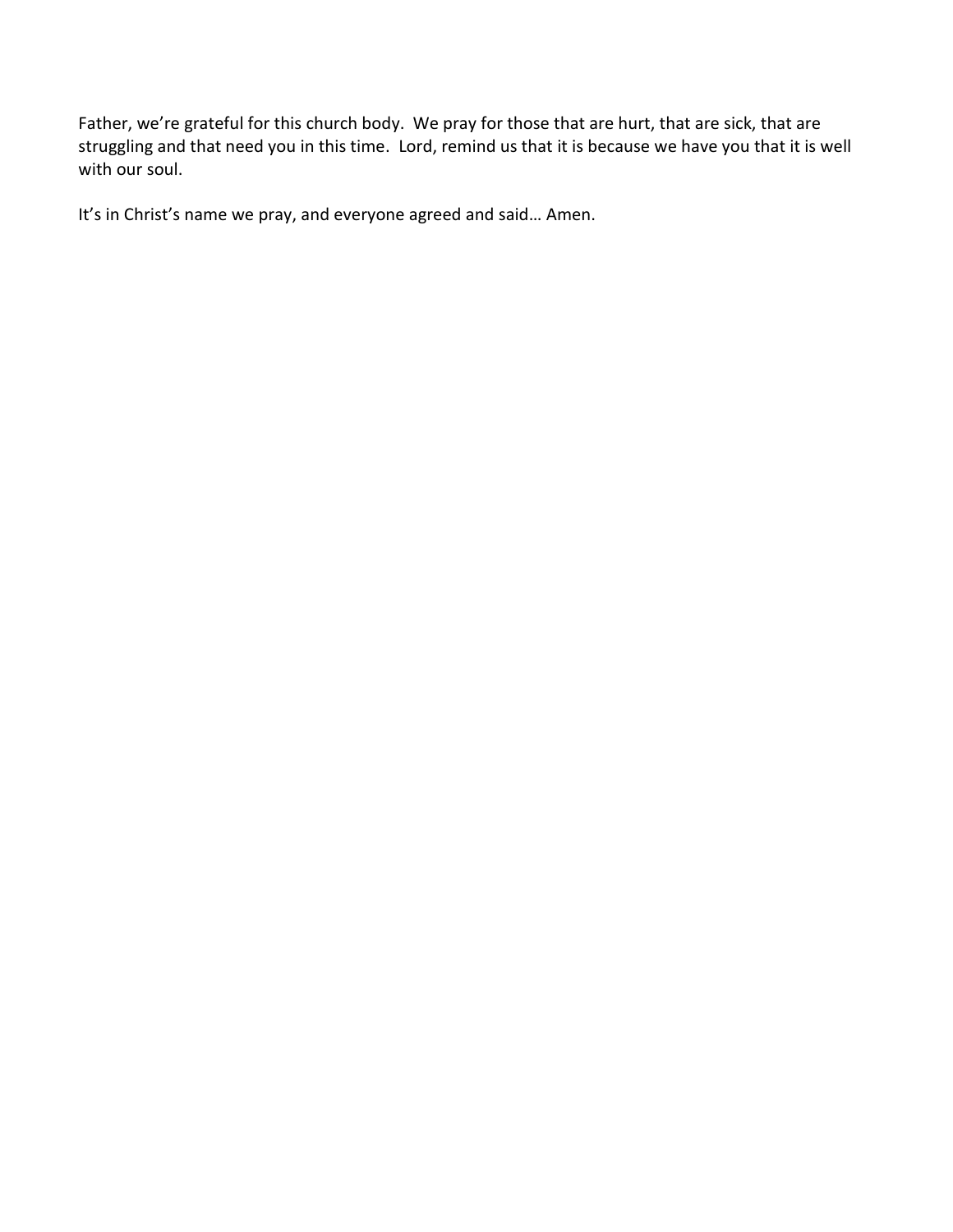Father, we're grateful for this church body. We pray for those that are hurt, that are sick, that are struggling and that need you in this time. Lord, remind us that it is because we have you that it is well with our soul.

It's in Christ's name we pray, and everyone agreed and said… Amen.